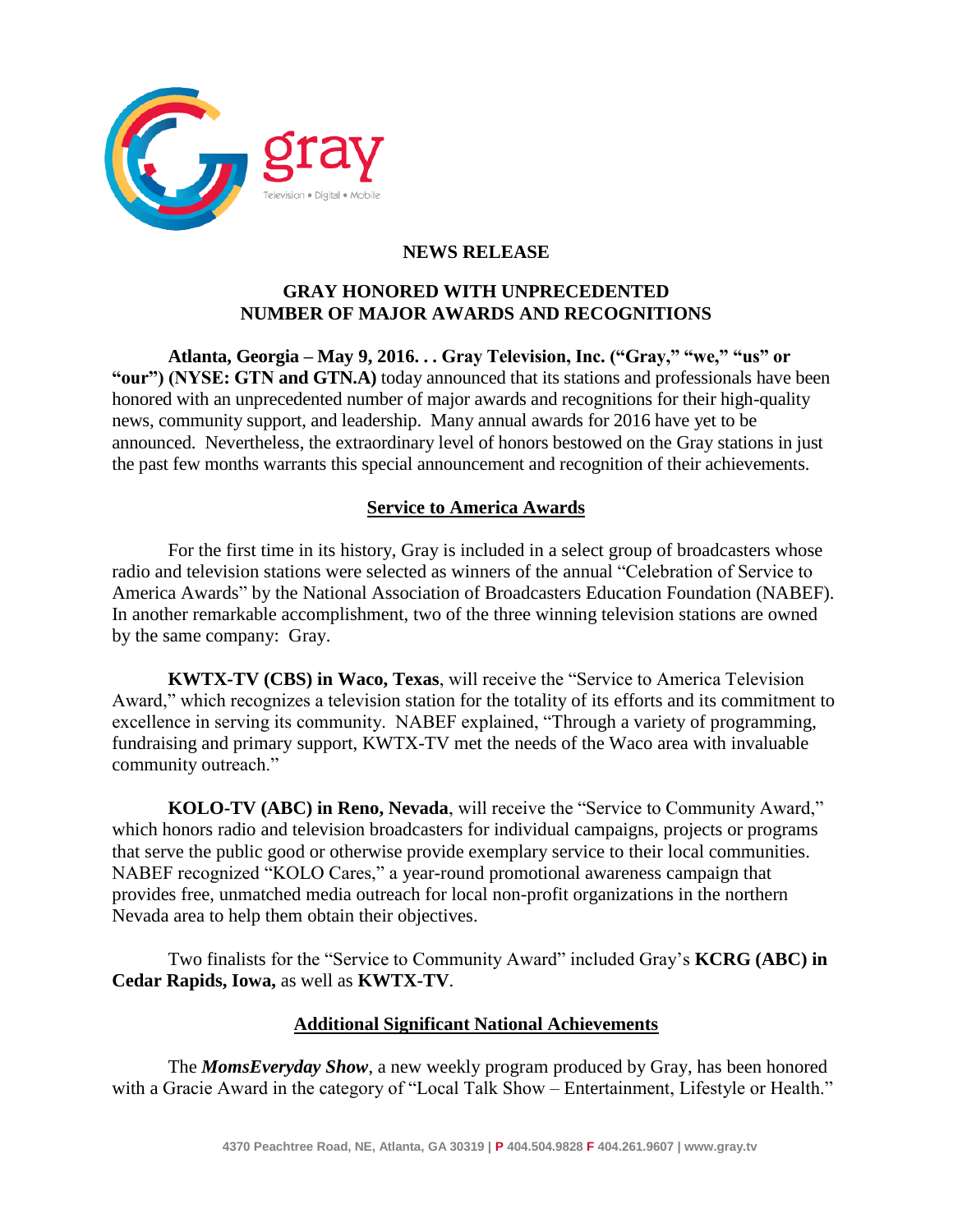gray

Television • Digital • Mobile

**NEWS RELEASE**

**GRAY HONORED WITH UNPRECEDENTED NUMBER OF MAJOR AWARDS AND RECOGNITIONS**

**Atlanta, Georgia – May 9, 2016. . . Gray Television, Inc. ("Gray," "we," "us" or "our") (NYSE: GTN and GTN.A)** today announced that its stations and professionals have been honored with an unprecedented number of major awards and recognitions for their high-quality news, community support, and leadership. Many annual awards for 2016 have yet to be announced. Nevertheless, the extraordinary level of honors bestowed on the Gray stations in just the past few months warrants this special announcement and recognition of their achievements.

## Service to America Awards

For the first time in its history, Gray is included in a select group of broadcasters whose radio and television stations were selected as winners of the annual "Celebration of Service to America Awards" by the National Association of Broadcasters Education Foundation (NABEF). In another remarkable accomplishment, two of the three winning television stations are owned by the same company: Gray.

**KWTX-TV (CBS) in Waco, Texas**, will receive the "Service to America Television Award," which recognizes a television station for the totality of its efforts and its commitment to excellence in serving its community. NABEF explained, "Through a variety of programming, fundraising and primary support, KWTX-TV met the needs of the Waco area with invaluable community outreach."

**KOLO-TV (ABC) in Reno, Nevada**, will receive the "Service to Community Award," which honors radio and television broadcasters for individual campaigns, projects or programs that serve the public good or otherwise provide exemplary service to their local communities. NABEF recognized "KOLO Cares," a year-round promotional awareness campaign that provides free, unmatched media outreach for local non-profit organizations in the northern Nevada area to help them obtain their objectives.

Two finalists for the "Service to Community Award" included Gray's **KCRG (ABC) in Cedar Rapids, Iowa,** as well as **KWTX-TV**.

## Additional Significant National Achievements

The ***MomsEveryday Show***, a new weekly program produced by Gray, has been honored with a Gracie Award in the category of "Local Talk Show – Entertainment, Lifestyle or Health."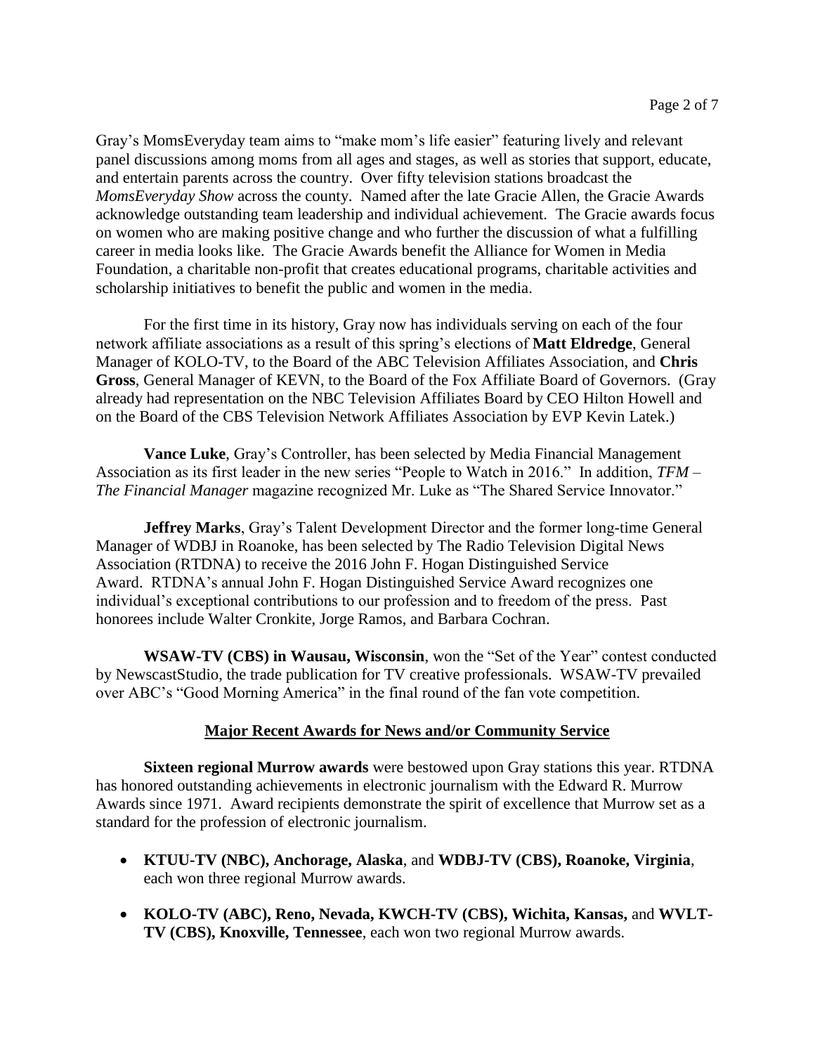Gray's MomsEveryday team aims to "make mom's life easier" featuring lively and relevant panel discussions among moms from all ages and stages, as well as stories that support, educate, and entertain parents across the country. Over fifty television stations broadcast the *MomsEveryday Show* across the county. Named after the late Gracie Allen, the Gracie Awards acknowledge outstanding team leadership and individual achievement. The Gracie awards focus on women who are making positive change and who further the discussion of what a fulfilling career in media looks like. The Gracie Awards benefit the Alliance for Women in Media Foundation, a charitable non-profit that creates educational programs, charitable activities and scholarship initiatives to benefit the public and women in the media.

For the first time in its history, Gray now has individuals serving on each of the four network affiliate associations as a result of this spring's elections of **Matt Eldredge**, General Manager of KOLO-TV, to the Board of the ABC Television Affiliates Association, and **Chris Gross**, General Manager of KEVN, to the Board of the Fox Affiliate Board of Governors. (Gray already had representation on the NBC Television Affiliates Board by CEO Hilton Howell and on the Board of the CBS Television Network Affiliates Association by EVP Kevin Latek.)

**Vance Luke**, Gray's Controller, has been selected by Media Financial Management Association as its first leader in the new series "People to Watch in 2016." In addition, *TFM – The Financial Manager* magazine recognized Mr. Luke as "The Shared Service Innovator."

**Jeffrey Marks**, Gray's Talent Development Director and the former long-time General Manager of WDBJ in Roanoke, has been selected by The Radio Television Digital News Association (RTDNA) to receive the 2016 John F. Hogan Distinguished Service Award. RTDNA's annual John F. Hogan Distinguished Service Award recognizes one individual's exceptional contributions to our profession and to freedom of the press. Past honorees include Walter Cronkite, Jorge Ramos, and Barbara Cochran.

**WSAW-TV (CBS) in Wausau, Wisconsin**, won the "Set of the Year" contest conducted by NewscastStudio, the trade publication for TV creative professionals. WSAW-TV prevailed over ABC's "Good Morning America" in the final round of the fan vote competition.

## Major Recent Awards for News and/or Community Service

**Sixteen regional Murrow awards** were bestowed upon Gray stations this year. RTDNA has honored outstanding achievements in electronic journalism with the Edward R. Murrow Awards since 1971. Award recipients demonstrate the spirit of excellence that Murrow set as a standard for the profession of electronic journalism.

- **KTUU-TV (NBC), Anchorage, Alaska**, and **WDBJ-TV (CBS), Roanoke, Virginia**, each won three regional Murrow awards.
- **KOLO-TV (ABC), Reno, Nevada, KWCH-TV (CBS), Wichita, Kansas,** and **WVLT-TV (CBS), Knoxville, Tennessee**, each won two regional Murrow awards.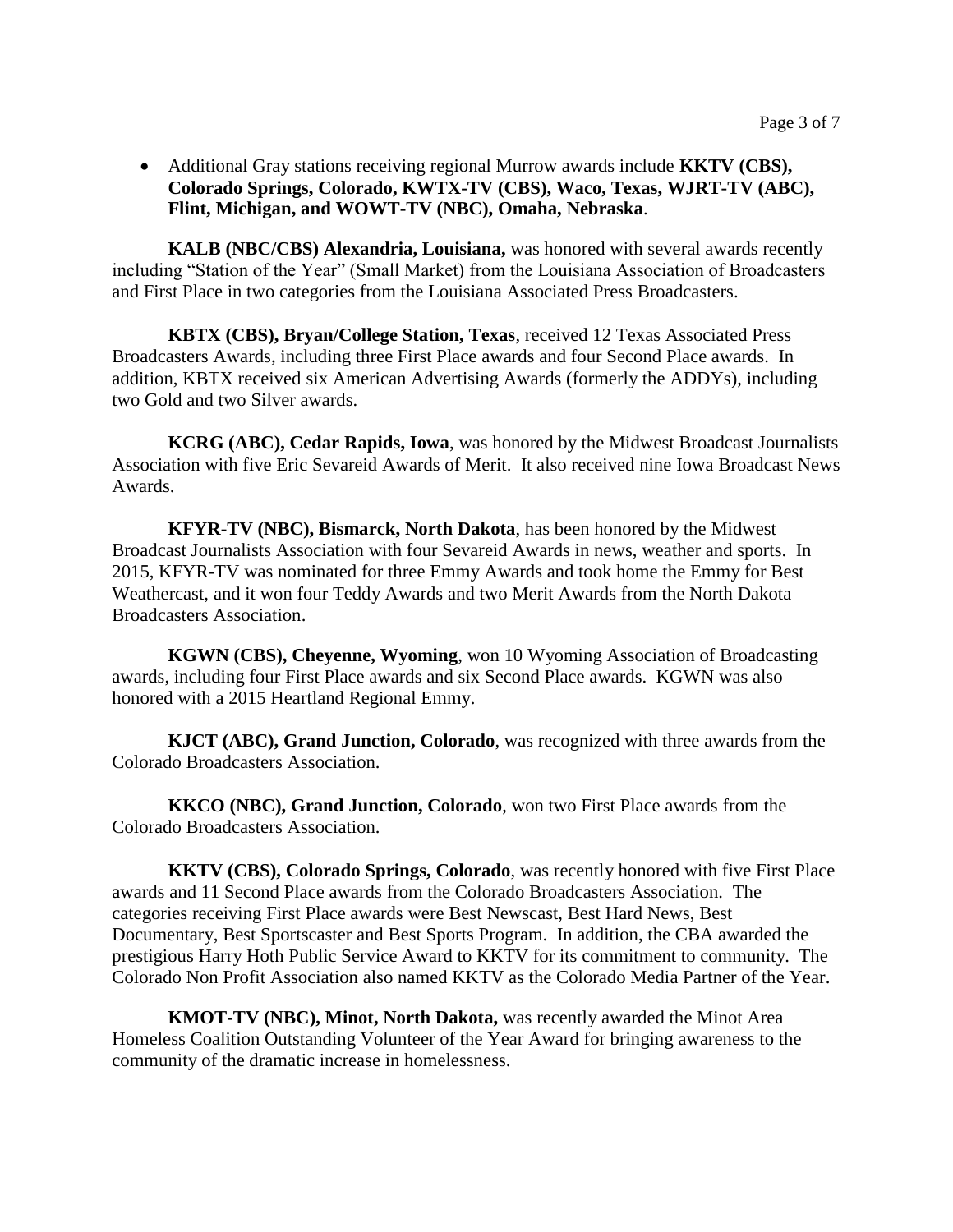- Additional Gray stations receiving regional Murrow awards include **KKTV (CBS), Colorado Springs, Colorado, KWTX-TV (CBS), Waco, Texas, WJRT-TV (ABC), Flint, Michigan, and WOWT-TV (NBC), Omaha, Nebraska**.

**KALB (NBC/CBS) Alexandria, Louisiana,** was honored with several awards recently including "Station of the Year" (Small Market) from the Louisiana Association of Broadcasters and First Place in two categories from the Louisiana Associated Press Broadcasters.

**KBTX (CBS), Bryan/College Station, Texas**, received 12 Texas Associated Press Broadcasters Awards, including three First Place awards and four Second Place awards. In addition, KBTX received six American Advertising Awards (formerly the ADDYs), including two Gold and two Silver awards.

**KCRG (ABC), Cedar Rapids, Iowa**, was honored by the Midwest Broadcast Journalists Association with five Eric Sevareid Awards of Merit. It also received nine Iowa Broadcast News Awards.

**KFYR-TV (NBC), Bismarck, North Dakota**, has been honored by the Midwest Broadcast Journalists Association with four Sevareid Awards in news, weather and sports. In 2015, KFYR-TV was nominated for three Emmy Awards and took home the Emmy for Best Weathercast, and it won four Teddy Awards and two Merit Awards from the North Dakota Broadcasters Association.

**KGWN (CBS), Cheyenne, Wyoming**, won 10 Wyoming Association of Broadcasting awards, including four First Place awards and six Second Place awards. KGWN was also honored with a 2015 Heartland Regional Emmy.

**KJCT (ABC), Grand Junction, Colorado**, was recognized with three awards from the Colorado Broadcasters Association.

**KKCO (NBC), Grand Junction, Colorado**, won two First Place awards from the Colorado Broadcasters Association.

**KKTV (CBS), Colorado Springs, Colorado**, was recently honored with five First Place awards and 11 Second Place awards from the Colorado Broadcasters Association. The categories receiving First Place awards were Best Newscast, Best Hard News, Best Documentary, Best Sportscaster and Best Sports Program. In addition, the CBA awarded the prestigious Harry Hoth Public Service Award to KKTV for its commitment to community. The Colorado Non Profit Association also named KKTV as the Colorado Media Partner of the Year.

**KMOT-TV (NBC), Minot, North Dakota,** was recently awarded the Minot Area Homeless Coalition Outstanding Volunteer of the Year Award for bringing awareness to the community of the dramatic increase in homelessness.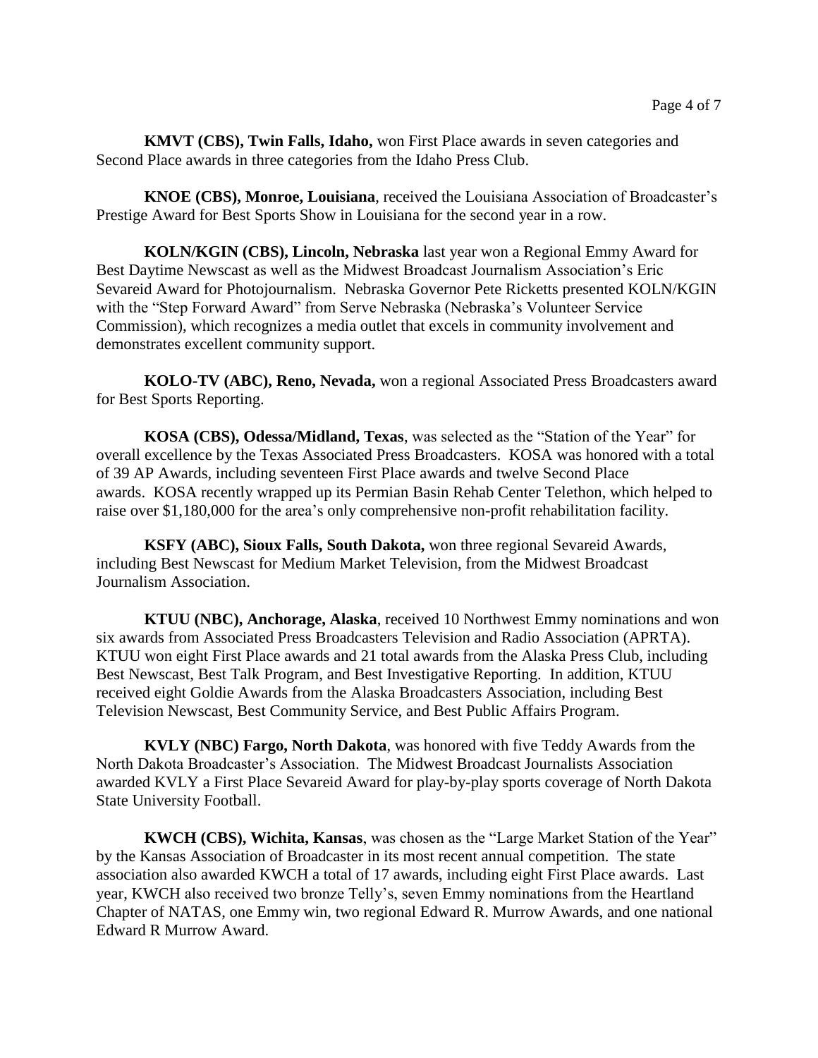**KMVT (CBS), Twin Falls, Idaho,** won First Place awards in seven categories and Second Place awards in three categories from the Idaho Press Club.

**KNOE (CBS), Monroe, Louisiana**, received the Louisiana Association of Broadcaster's Prestige Award for Best Sports Show in Louisiana for the second year in a row.

**KOLN/KGIN (CBS), Lincoln, Nebraska** last year won a Regional Emmy Award for Best Daytime Newscast as well as the Midwest Broadcast Journalism Association's Eric Sevareid Award for Photojournalism. Nebraska Governor Pete Ricketts presented KOLN/KGIN with the "Step Forward Award" from Serve Nebraska (Nebraska's Volunteer Service Commission), which recognizes a media outlet that excels in community involvement and demonstrates excellent community support.

**KOLO-TV (ABC), Reno, Nevada,** won a regional Associated Press Broadcasters award for Best Sports Reporting.

**KOSA (CBS), Odessa/Midland, Texas**, was selected as the "Station of the Year" for overall excellence by the Texas Associated Press Broadcasters. KOSA was honored with a total of 39 AP Awards, including seventeen First Place awards and twelve Second Place awards. KOSA recently wrapped up its Permian Basin Rehab Center Telethon, which helped to raise over $1,180,000 for the area's only comprehensive non-profit rehabilitation facility.

**KSFY (ABC), Sioux Falls, South Dakota,** won three regional Sevareid Awards, including Best Newscast for Medium Market Television, from the Midwest Broadcast Journalism Association.

**KTUU (NBC), Anchorage, Alaska**, received 10 Northwest Emmy nominations and won six awards from Associated Press Broadcasters Television and Radio Association (APRTA). KTUU won eight First Place awards and 21 total awards from the Alaska Press Club, including Best Newscast, Best Talk Program, and Best Investigative Reporting. In addition, KTUU received eight Goldie Awards from the Alaska Broadcasters Association, including Best Television Newscast, Best Community Service, and Best Public Affairs Program.

**KVLY (NBC) Fargo, North Dakota**, was honored with five Teddy Awards from the North Dakota Broadcaster's Association. The Midwest Broadcast Journalists Association awarded KVLY a First Place Sevareid Award for play-by-play sports coverage of North Dakota State University Football.

**KWCH (CBS), Wichita, Kansas**, was chosen as the "Large Market Station of the Year" by the Kansas Association of Broadcaster in its most recent annual competition. The state association also awarded KWCH a total of 17 awards, including eight First Place awards. Last year, KWCH also received two bronze Telly's, seven Emmy nominations from the Heartland Chapter of NATAS, one Emmy win, two regional Edward R. Murrow Awards, and one national Edward R Murrow Award.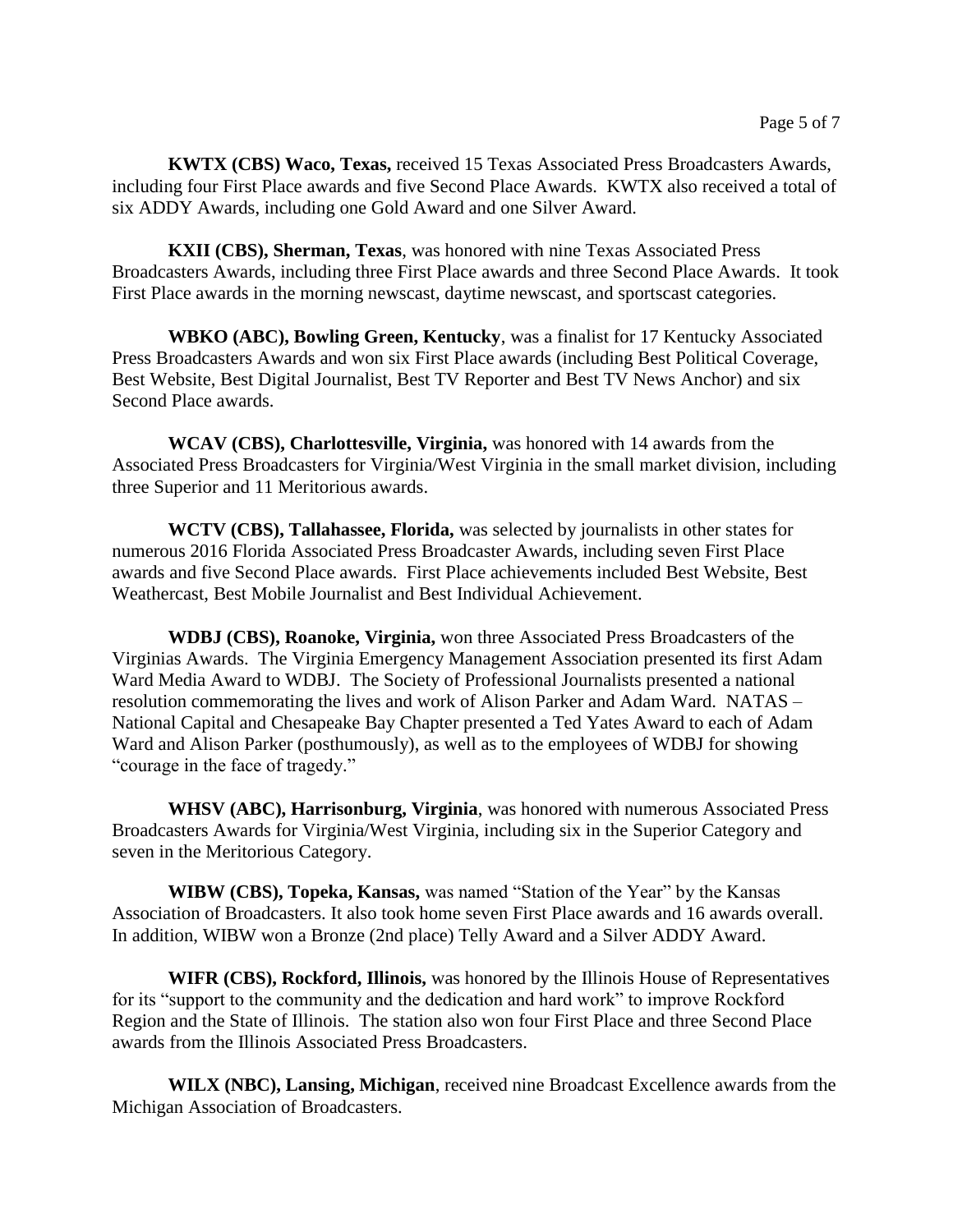**KWTX (CBS) Waco, Texas,** received 15 Texas Associated Press Broadcasters Awards, including four First Place awards and five Second Place Awards. KWTX also received a total of six ADDY Awards, including one Gold Award and one Silver Award.

**KXII (CBS), Sherman, Texas**, was honored with nine Texas Associated Press Broadcasters Awards, including three First Place awards and three Second Place Awards. It took First Place awards in the morning newscast, daytime newscast, and sportscast categories.

**WBKO (ABC), Bowling Green, Kentucky**, was a finalist for 17 Kentucky Associated Press Broadcasters Awards and won six First Place awards (including Best Political Coverage, Best Website, Best Digital Journalist, Best TV Reporter and Best TV News Anchor) and six Second Place awards.

**WCAV (CBS), Charlottesville, Virginia,** was honored with 14 awards from the Associated Press Broadcasters for Virginia/West Virginia in the small market division, including three Superior and 11 Meritorious awards.

**WCTV (CBS), Tallahassee, Florida,** was selected by journalists in other states for numerous 2016 Florida Associated Press Broadcaster Awards, including seven First Place awards and five Second Place awards. First Place achievements included Best Website, Best Weathercast, Best Mobile Journalist and Best Individual Achievement.

**WDBJ (CBS), Roanoke, Virginia,** won three Associated Press Broadcasters of the Virginias Awards. The Virginia Emergency Management Association presented its first Adam Ward Media Award to WDBJ. The Society of Professional Journalists presented a national resolution commemorating the lives and work of Alison Parker and Adam Ward. NATAS – National Capital and Chesapeake Bay Chapter presented a Ted Yates Award to each of Adam Ward and Alison Parker (posthumously), as well as to the employees of WDBJ for showing "courage in the face of tragedy."

**WHSV (ABC), Harrisonburg, Virginia**, was honored with numerous Associated Press Broadcasters Awards for Virginia/West Virginia, including six in the Superior Category and seven in the Meritorious Category.

**WIBW (CBS), Topeka, Kansas,** was named "Station of the Year" by the Kansas Association of Broadcasters. It also took home seven First Place awards and 16 awards overall. In addition, WIBW won a Bronze (2nd place) Telly Award and a Silver ADDY Award.

**WIFR (CBS), Rockford, Illinois,** was honored by the Illinois House of Representatives for its "support to the community and the dedication and hard work" to improve Rockford Region and the State of Illinois. The station also won four First Place and three Second Place awards from the Illinois Associated Press Broadcasters.

**WILX (NBC), Lansing, Michigan**, received nine Broadcast Excellence awards from the Michigan Association of Broadcasters.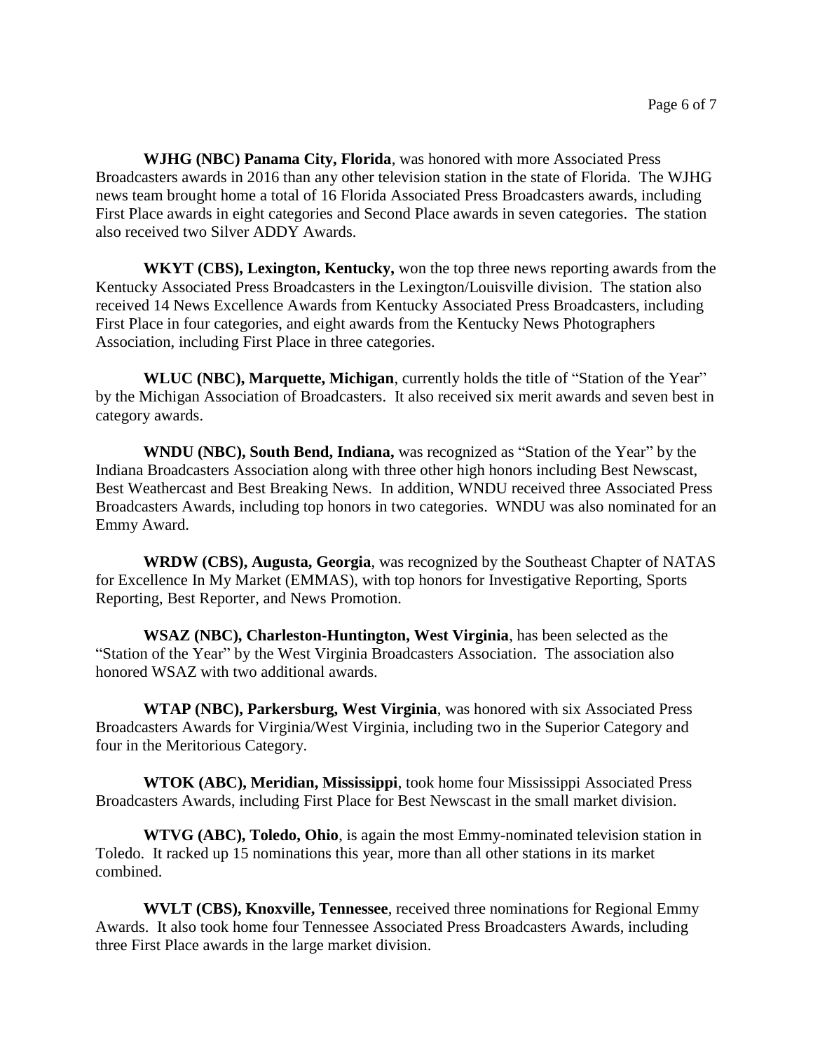**WJHG (NBC) Panama City, Florida**, was honored with more Associated Press Broadcasters awards in 2016 than any other television station in the state of Florida. The WJHG news team brought home a total of 16 Florida Associated Press Broadcasters awards, including First Place awards in eight categories and Second Place awards in seven categories. The station also received two Silver ADDY Awards.

**WKYT (CBS), Lexington, Kentucky,** won the top three news reporting awards from the Kentucky Associated Press Broadcasters in the Lexington/Louisville division. The station also received 14 News Excellence Awards from Kentucky Associated Press Broadcasters, including First Place in four categories, and eight awards from the Kentucky News Photographers Association, including First Place in three categories.

**WLUC (NBC), Marquette, Michigan**, currently holds the title of "Station of the Year" by the Michigan Association of Broadcasters. It also received six merit awards and seven best in category awards.

**WNDU (NBC), South Bend, Indiana,** was recognized as "Station of the Year" by the Indiana Broadcasters Association along with three other high honors including Best Newscast, Best Weathercast and Best Breaking News. In addition, WNDU received three Associated Press Broadcasters Awards, including top honors in two categories. WNDU was also nominated for an Emmy Award.

**WRDW (CBS), Augusta, Georgia**, was recognized by the Southeast Chapter of NATAS for Excellence In My Market (EMMAS), with top honors for Investigative Reporting, Sports Reporting, Best Reporter, and News Promotion.

**WSAZ (NBC), Charleston-Huntington, West Virginia**, has been selected as the "Station of the Year" by the West Virginia Broadcasters Association. The association also honored WSAZ with two additional awards.

**WTAP (NBC), Parkersburg, West Virginia**, was honored with six Associated Press Broadcasters Awards for Virginia/West Virginia, including two in the Superior Category and four in the Meritorious Category.

**WTOK (ABC), Meridian, Mississippi**, took home four Mississippi Associated Press Broadcasters Awards, including First Place for Best Newscast in the small market division.

**WTVG (ABC), Toledo, Ohio**, is again the most Emmy-nominated television station in Toledo. It racked up 15 nominations this year, more than all other stations in its market combined.

**WVLT (CBS), Knoxville, Tennessee**, received three nominations for Regional Emmy Awards. It also took home four Tennessee Associated Press Broadcasters Awards, including three First Place awards in the large market division.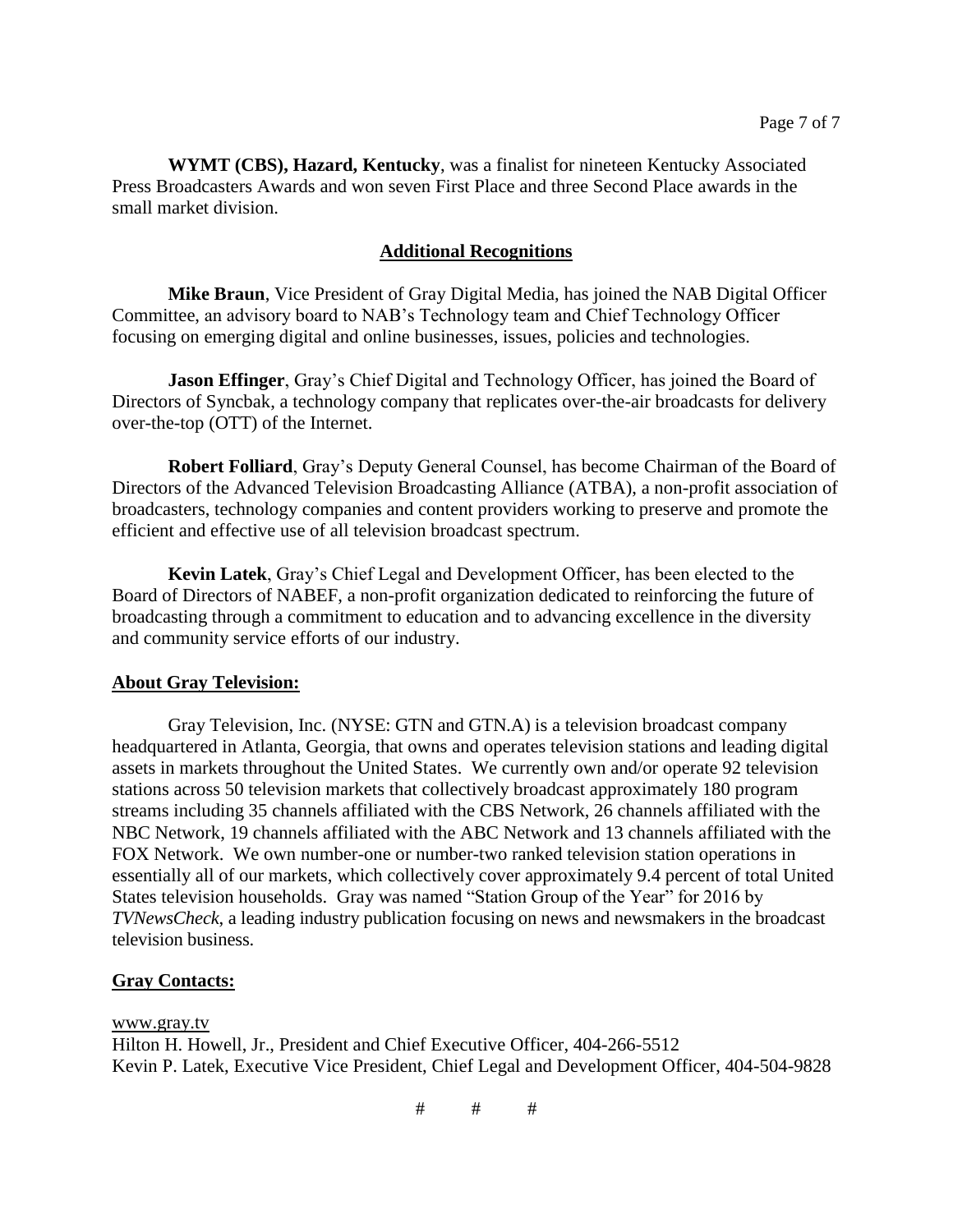**WYMT (CBS), Hazard, Kentucky**, was a finalist for nineteen Kentucky Associated Press Broadcasters Awards and won seven First Place and three Second Place awards in the small market division.

## Additional Recognitions

**Mike Braun**, Vice President of Gray Digital Media, has joined the NAB Digital Officer Committee, an advisory board to NAB's Technology team and Chief Technology Officer focusing on emerging digital and online businesses, issues, policies and technologies.

**Jason Effinger**, Gray's Chief Digital and Technology Officer, has joined the Board of Directors of Syncbak, a technology company that replicates over-the-air broadcasts for delivery over-the-top (OTT) of the Internet.

**Robert Folliard**, Gray's Deputy General Counsel, has become Chairman of the Board of Directors of the Advanced Television Broadcasting Alliance (ATBA), a non-profit association of broadcasters, technology companies and content providers working to preserve and promote the efficient and effective use of all television broadcast spectrum.

**Kevin Latek**, Gray's Chief Legal and Development Officer, has been elected to the Board of Directors of NABEF, a non-profit organization dedicated to reinforcing the future of broadcasting through a commitment to education and to advancing excellence in the diversity and community service efforts of our industry.

## About Gray Television:

Gray Television, Inc. (NYSE: GTN and GTN.A) is a television broadcast company headquartered in Atlanta, Georgia, that owns and operates television stations and leading digital assets in markets throughout the United States. We currently own and/or operate 92 television stations across 50 television markets that collectively broadcast approximately 180 program streams including 35 channels affiliated with the CBS Network, 26 channels affiliated with the NBC Network, 19 channels affiliated with the ABC Network and 13 channels affiliated with the FOX Network. We own number-one or number-two ranked television station operations in essentially all of our markets, which collectively cover approximately 9.4 percent of total United States television households. Gray was named "Station Group of the Year" for 2016 by *TVNewsCheck*, a leading industry publication focusing on news and newsmakers in the broadcast television business.

## Gray Contacts:

www.gray.tv
Hilton H. Howell, Jr., President and Chief Executive Officer, 404-266-5512
Kevin P. Latek, Executive Vice President, Chief Legal and Development Officer, 404-504-9828

# # #